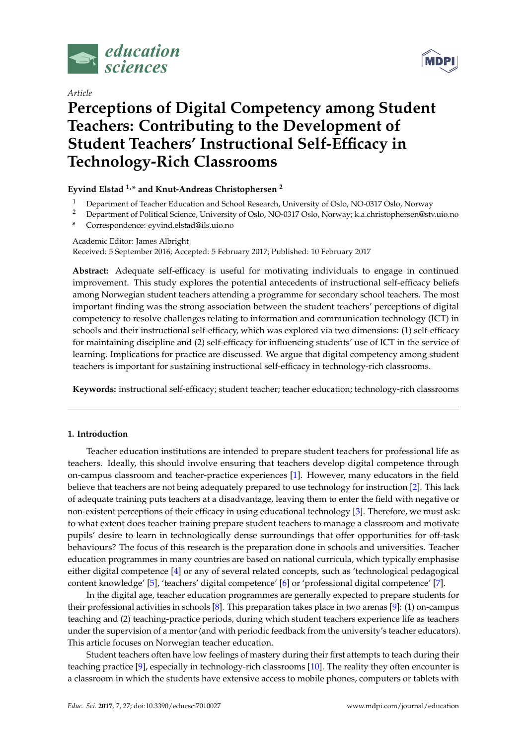*Article*

# Perceptions of Digital Competency among Student Teachers: Contributing to the Development of Student Teachers' Instructional Self-Efficacy in Technology-Rich Classrooms

**Eyvind Elstad [1,*] and Knut-Andreas Christophersen [2]**

[1] Department of Teacher Education and School Research, University of Oslo, NO-0317 Oslo, Norway

[2] Department of Political Science, University of Oslo, NO-0317 Oslo, Norway; k.a.christophersen@stv.uio.no

\* Correspondence: eyvind.elstad@ils.uio.no

Academic Editor: James Albright

Received: 5 September 2016; Accepted: 5 February 2017; Published: 10 February 2017

**Abstract:** Adequate self-efficacy is useful for motivating individuals to engage in continued improvement. This study explores the potential antecedents of instructional self-efficacy beliefs among Norwegian student teachers attending a programme for secondary school teachers. The most important finding was the strong association between the student teachers' perceptions of digital competency to resolve challenges relating to information and communication technology (ICT) in schools and their instructional self-efficacy, which was explored via two dimensions: (1) self-efficacy for maintaining discipline and (2) self-efficacy for influencing students' use of ICT in the service of learning. Implications for practice are discussed. We argue that digital competency among student teachers is important for sustaining instructional self-efficacy in technology-rich classrooms.

**Keywords:** instructional self-efficacy; student teacher; teacher education; technology-rich classrooms

## 1. Introduction

Teacher education institutions are intended to prepare student teachers for professional life as teachers. Ideally, this should involve ensuring that teachers develop digital competence through on-campus classroom and teacher-practice experiences [1]. However, many educators in the field believe that teachers are not being adequately prepared to use technology for instruction [2]. This lack of adequate training puts teachers at a disadvantage, leaving them to enter the field with negative or non-existent perceptions of their efficacy in using educational technology [3]. Therefore, we must ask: to what extent does teacher training prepare student teachers to manage a classroom and motivate pupils' desire to learn in technologically dense surroundings that offer opportunities for off-task behaviours? The focus of this research is the preparation done in schools and universities. Teacher education programmes in many countries are based on national curricula, which typically emphasise either digital competence [4] or any of several related concepts, such as 'technological pedagogical content knowledge' [5], 'teachers' digital competence' [6] or 'professional digital competence' [7].

In the digital age, teacher education programmes are generally expected to prepare students for their professional activities in schools [8]. This preparation takes place in two arenas [9]: (1) on-campus teaching and (2) teaching-practice periods, during which student teachers experience life as teachers under the supervision of a mentor (and with periodic feedback from the university's teacher educators). This article focuses on Norwegian teacher education.

Student teachers often have low feelings of mastery during their first attempts to teach during their teaching practice [9], especially in technology-rich classrooms [10]. The reality they often encounter is a classroom in which the students have extensive access to mobile phones, computers or tablets with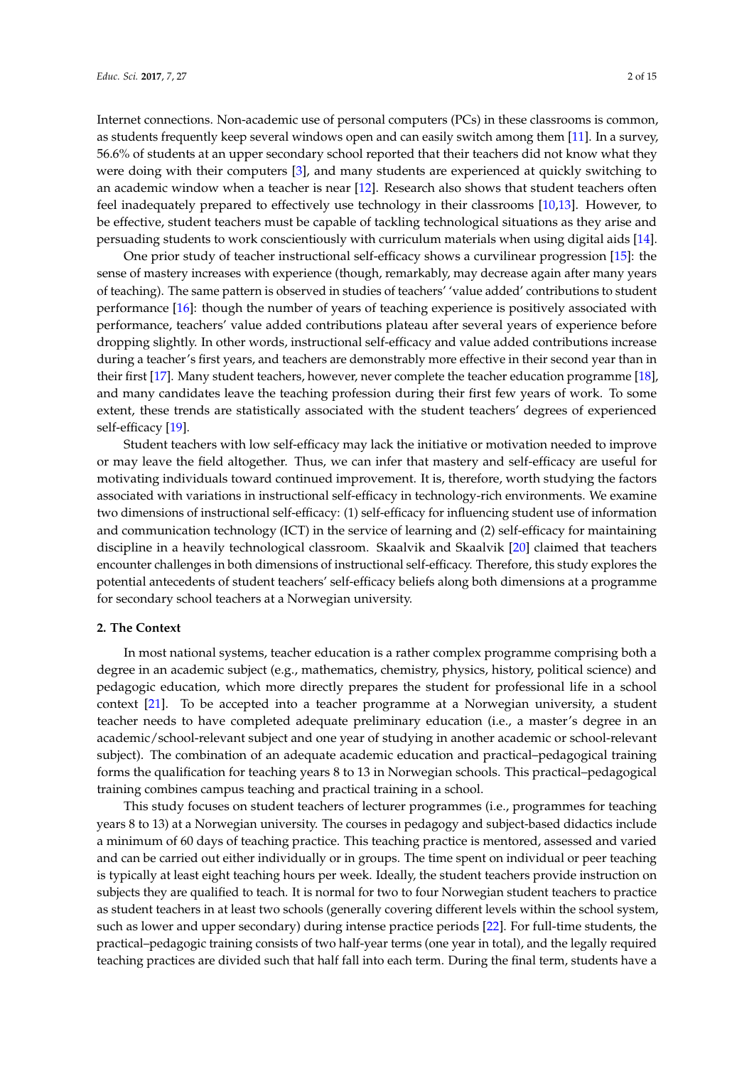Internet connections. Non-academic use of personal computers (PCs) in these classrooms is common, as students frequently keep several windows open and can easily switch among them [11]. In a survey, 56.6% of students at an upper secondary school reported that their teachers did not know what they were doing with their computers [3], and many students are experienced at quickly switching to an academic window when a teacher is near [12]. Research also shows that student teachers often feel inadequately prepared to effectively use technology in their classrooms [10,13]. However, to be effective, student teachers must be capable of tackling technological situations as they arise and persuading students to work conscientiously with curriculum materials when using digital aids [14].

One prior study of teacher instructional self-efficacy shows a curvilinear progression [15]: the sense of mastery increases with experience (though, remarkably, may decrease again after many years of teaching). The same pattern is observed in studies of teachers' 'value added' contributions to student performance [16]: though the number of years of teaching experience is positively associated with performance, teachers' value added contributions plateau after several years of experience before dropping slightly. In other words, instructional self-efficacy and value added contributions increase during a teacher's first years, and teachers are demonstrably more effective in their second year than in their first [17]. Many student teachers, however, never complete the teacher education programme [18], and many candidates leave the teaching profession during their first few years of work. To some extent, these trends are statistically associated with the student teachers' degrees of experienced self-efficacy [19].

Student teachers with low self-efficacy may lack the initiative or motivation needed to improve or may leave the field altogether. Thus, we can infer that mastery and self-efficacy are useful for motivating individuals toward continued improvement. It is, therefore, worth studying the factors associated with variations in instructional self-efficacy in technology-rich environments. We examine two dimensions of instructional self-efficacy: (1) self-efficacy for influencing student use of information and communication technology (ICT) in the service of learning and (2) self-efficacy for maintaining discipline in a heavily technological classroom. Skaalvik and Skaalvik [20] claimed that teachers encounter challenges in both dimensions of instructional self-efficacy. Therefore, this study explores the potential antecedents of student teachers' self-efficacy beliefs along both dimensions at a programme for secondary school teachers at a Norwegian university.

## 2. The Context

In most national systems, teacher education is a rather complex programme comprising both a degree in an academic subject (e.g., mathematics, chemistry, physics, history, political science) and pedagogic education, which more directly prepares the student for professional life in a school context [21]. To be accepted into a teacher programme at a Norwegian university, a student teacher needs to have completed adequate preliminary education (i.e., a master's degree in an academic/school-relevant subject and one year of studying in another academic or school-relevant subject). The combination of an adequate academic education and practical–pedagogical training forms the qualification for teaching years 8 to 13 in Norwegian schools. This practical–pedagogical training combines campus teaching and practical training in a school.

This study focuses on student teachers of lecturer programmes (i.e., programmes for teaching years 8 to 13) at a Norwegian university. The courses in pedagogy and subject-based didactics include a minimum of 60 days of teaching practice. This teaching practice is mentored, assessed and varied and can be carried out either individually or in groups. The time spent on individual or peer teaching is typically at least eight teaching hours per week. Ideally, the student teachers provide instruction on subjects they are qualified to teach. It is normal for two to four Norwegian student teachers to practice as student teachers in at least two schools (generally covering different levels within the school system, such as lower and upper secondary) during intense practice periods [22]. For full-time students, the practical–pedagogic training consists of two half-year terms (one year in total), and the legally required teaching practices are divided such that half fall into each term. During the final term, students have a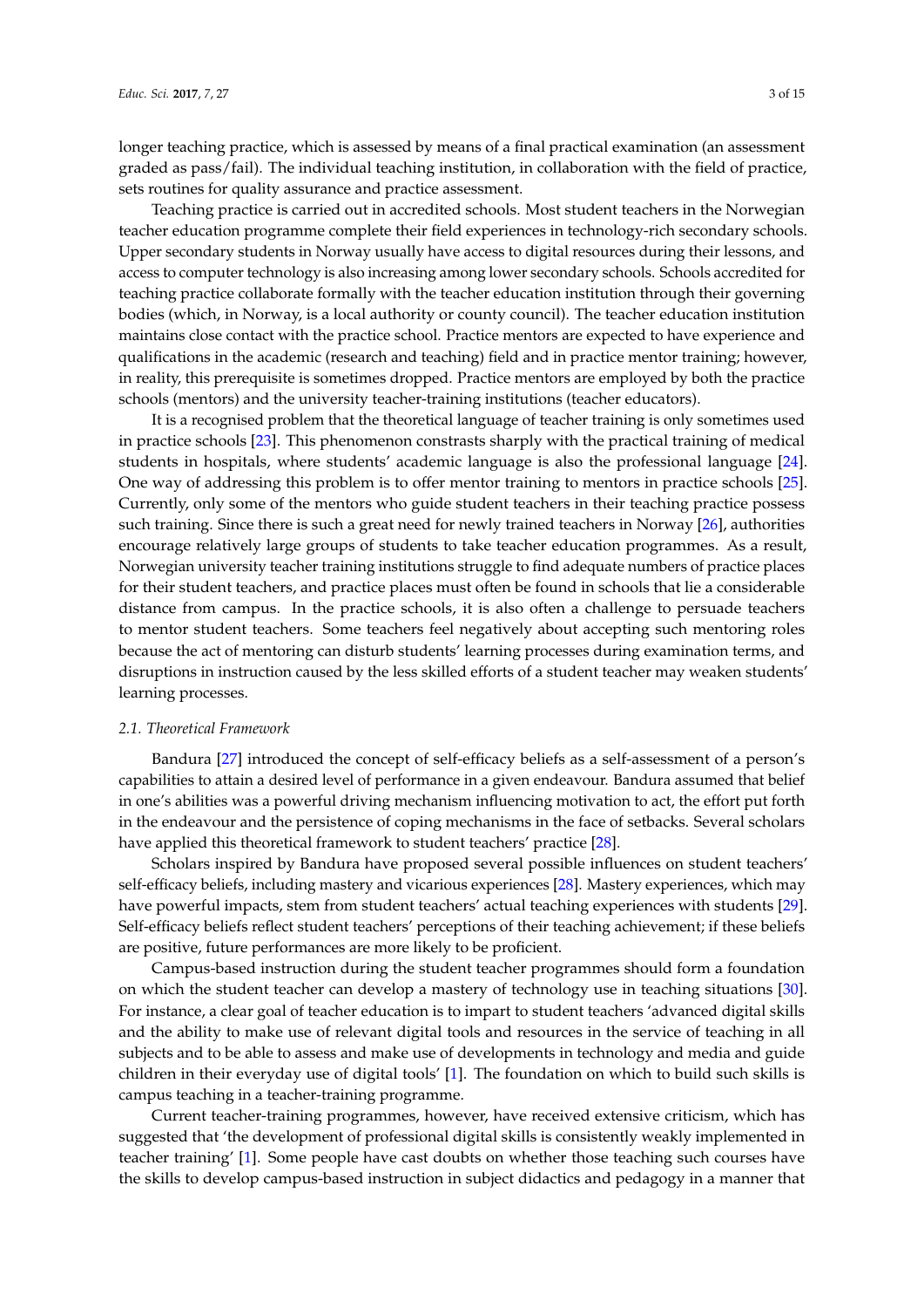longer teaching practice, which is assessed by means of a final practical examination (an assessment graded as pass/fail). The individual teaching institution, in collaboration with the field of practice, sets routines for quality assurance and practice assessment.

Teaching practice is carried out in accredited schools. Most student teachers in the Norwegian teacher education programme complete their field experiences in technology-rich secondary schools. Upper secondary students in Norway usually have access to digital resources during their lessons, and access to computer technology is also increasing among lower secondary schools. Schools accredited for teaching practice collaborate formally with the teacher education institution through their governing bodies (which, in Norway, is a local authority or county council). The teacher education institution maintains close contact with the practice school. Practice mentors are expected to have experience and qualifications in the academic (research and teaching) field and in practice mentor training; however, in reality, this prerequisite is sometimes dropped. Practice mentors are employed by both the practice schools (mentors) and the university teacher-training institutions (teacher educators).

It is a recognised problem that the theoretical language of teacher training is only sometimes used in practice schools [23]. This phenomenon constrasts sharply with the practical training of medical students in hospitals, where students' academic language is also the professional language [24]. One way of addressing this problem is to offer mentor training to mentors in practice schools [25]. Currently, only some of the mentors who guide student teachers in their teaching practice possess such training. Since there is such a great need for newly trained teachers in Norway [26], authorities encourage relatively large groups of students to take teacher education programmes. As a result, Norwegian university teacher training institutions struggle to find adequate numbers of practice places for their student teachers, and practice places must often be found in schools that lie a considerable distance from campus. In the practice schools, it is also often a challenge to persuade teachers to mentor student teachers. Some teachers feel negatively about accepting such mentoring roles because the act of mentoring can disturb students' learning processes during examination terms, and disruptions in instruction caused by the less skilled efforts of a student teacher may weaken students' learning processes.

### 2.1. Theoretical Framework

Bandura [27] introduced the concept of self-efficacy beliefs as a self-assessment of a person's capabilities to attain a desired level of performance in a given endeavour. Bandura assumed that belief in one's abilities was a powerful driving mechanism influencing motivation to act, the effort put forth in the endeavour and the persistence of coping mechanisms in the face of setbacks. Several scholars have applied this theoretical framework to student teachers' practice [28].

Scholars inspired by Bandura have proposed several possible influences on student teachers' self-efficacy beliefs, including mastery and vicarious experiences [28]. Mastery experiences, which may have powerful impacts, stem from student teachers' actual teaching experiences with students [29]. Self-efficacy beliefs reflect student teachers' perceptions of their teaching achievement; if these beliefs are positive, future performances are more likely to be proficient.

Campus-based instruction during the student teacher programmes should form a foundation on which the student teacher can develop a mastery of technology use in teaching situations [30]. For instance, a clear goal of teacher education is to impart to student teachers 'advanced digital skills and the ability to make use of relevant digital tools and resources in the service of teaching in all subjects and to be able to assess and make use of developments in technology and media and guide children in their everyday use of digital tools' [1]. The foundation on which to build such skills is campus teaching in a teacher-training programme.

Current teacher-training programmes, however, have received extensive criticism, which has suggested that 'the development of professional digital skills is consistently weakly implemented in teacher training' [1]. Some people have cast doubts on whether those teaching such courses have the skills to develop campus-based instruction in subject didactics and pedagogy in a manner that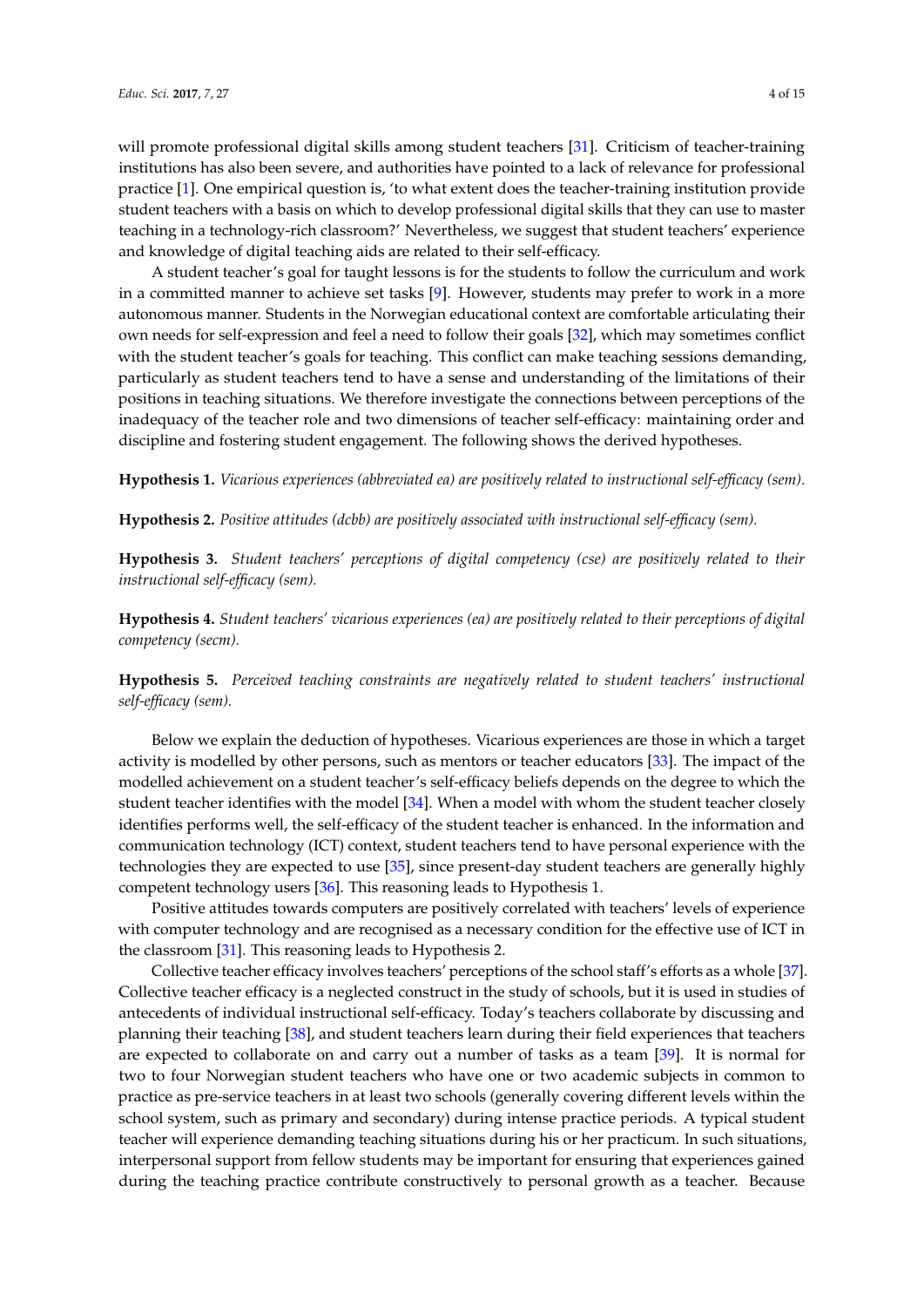will promote professional digital skills among student teachers [31]. Criticism of teacher-training institutions has also been severe, and authorities have pointed to a lack of relevance for professional practice [1]. One empirical question is, 'to what extent does the teacher-training institution provide student teachers with a basis on which to develop professional digital skills that they can use to master teaching in a technology-rich classroom?' Nevertheless, we suggest that student teachers' experience and knowledge of digital teaching aids are related to their self-efficacy.

A student teacher's goal for taught lessons is for the students to follow the curriculum and work in a committed manner to achieve set tasks [9]. However, students may prefer to work in a more autonomous manner. Students in the Norwegian educational context are comfortable articulating their own needs for self-expression and feel a need to follow their goals [32], which may sometimes conflict with the student teacher's goals for teaching. This conflict can make teaching sessions demanding, particularly as student teachers tend to have a sense and understanding of the limitations of their positions in teaching situations. We therefore investigate the connections between perceptions of the inadequacy of the teacher role and two dimensions of teacher self-efficacy: maintaining order and discipline and fostering student engagement. The following shows the derived hypotheses.

**Hypothesis 1.** *Vicarious experiences (abbreviated ea) are positively related to instructional self-efficacy (sem).*

**Hypothesis 2.** *Positive attitudes (dcbb) are positively associated with instructional self-efficacy (sem).*

**Hypothesis 3.** *Student teachers' perceptions of digital competency (cse) are positively related to their instructional self-efficacy (sem).*

**Hypothesis 4.** *Student teachers' vicarious experiences (ea) are positively related to their perceptions of digital competency (secm).*

**Hypothesis 5.** *Perceived teaching constraints are negatively related to student teachers' instructional self-efficacy (sem).*

Below we explain the deduction of hypotheses. Vicarious experiences are those in which a target activity is modelled by other persons, such as mentors or teacher educators [33]. The impact of the modelled achievement on a student teacher's self-efficacy beliefs depends on the degree to which the student teacher identifies with the model [34]. When a model with whom the student teacher closely identifies performs well, the self-efficacy of the student teacher is enhanced. In the information and communication technology (ICT) context, student teachers tend to have personal experience with the technologies they are expected to use [35], since present-day student teachers are generally highly competent technology users [36]. This reasoning leads to Hypothesis 1.

Positive attitudes towards computers are positively correlated with teachers' levels of experience with computer technology and are recognised as a necessary condition for the effective use of ICT in the classroom [31]. This reasoning leads to Hypothesis 2.

Collective teacher efficacy involves teachers' perceptions of the school staff's efforts as a whole [37]. Collective teacher efficacy is a neglected construct in the study of schools, but it is used in studies of antecedents of individual instructional self-efficacy. Today's teachers collaborate by discussing and planning their teaching [38], and student teachers learn during their field experiences that teachers are expected to collaborate on and carry out a number of tasks as a team [39]. It is normal for two to four Norwegian student teachers who have one or two academic subjects in common to practice as pre-service teachers in at least two schools (generally covering different levels within the school system, such as primary and secondary) during intense practice periods. A typical student teacher will experience demanding teaching situations during his or her practicum. In such situations, interpersonal support from fellow students may be important for ensuring that experiences gained during the teaching practice contribute constructively to personal growth as a teacher. Because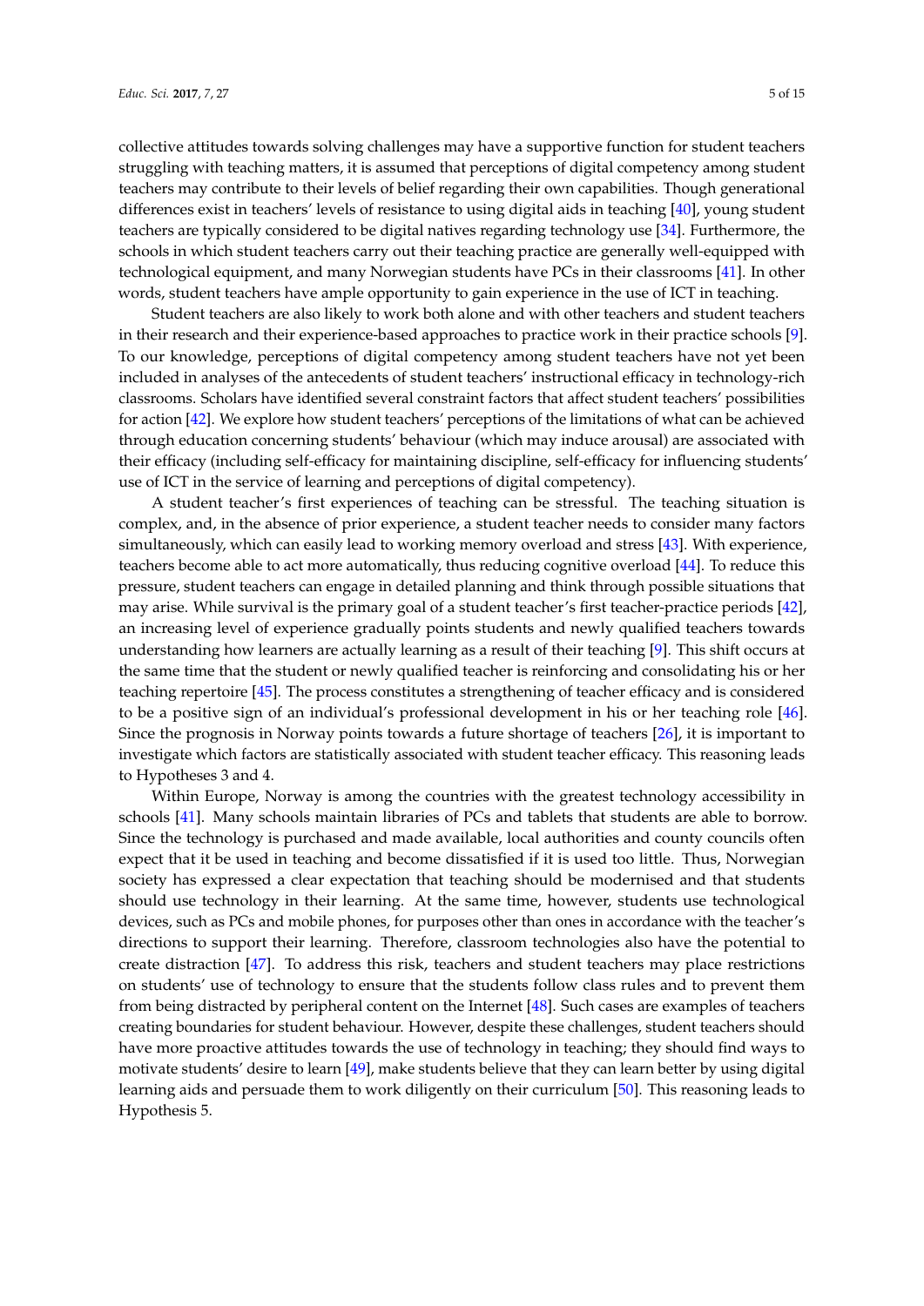collective attitudes towards solving challenges may have a supportive function for student teachers struggling with teaching matters, it is assumed that perceptions of digital competency among student teachers may contribute to their levels of belief regarding their own capabilities. Though generational differences exist in teachers' levels of resistance to using digital aids in teaching [40], young student teachers are typically considered to be digital natives regarding technology use [34]. Furthermore, the schools in which student teachers carry out their teaching practice are generally well-equipped with technological equipment, and many Norwegian students have PCs in their classrooms [41]. In other words, student teachers have ample opportunity to gain experience in the use of ICT in teaching.

Student teachers are also likely to work both alone and with other teachers and student teachers in their research and their experience-based approaches to practice work in their practice schools [9]. To our knowledge, perceptions of digital competency among student teachers have not yet been included in analyses of the antecedents of student teachers' instructional efficacy in technology-rich classrooms. Scholars have identified several constraint factors that affect student teachers' possibilities for action [42]. We explore how student teachers' perceptions of the limitations of what can be achieved through education concerning students' behaviour (which may induce arousal) are associated with their efficacy (including self-efficacy for maintaining discipline, self-efficacy for influencing students' use of ICT in the service of learning and perceptions of digital competency).

A student teacher's first experiences of teaching can be stressful. The teaching situation is complex, and, in the absence of prior experience, a student teacher needs to consider many factors simultaneously, which can easily lead to working memory overload and stress [43]. With experience, teachers become able to act more automatically, thus reducing cognitive overload [44]. To reduce this pressure, student teachers can engage in detailed planning and think through possible situations that may arise. While survival is the primary goal of a student teacher's first teacher-practice periods [42], an increasing level of experience gradually points students and newly qualified teachers towards understanding how learners are actually learning as a result of their teaching [9]. This shift occurs at the same time that the student or newly qualified teacher is reinforcing and consolidating his or her teaching repertoire [45]. The process constitutes a strengthening of teacher efficacy and is considered to be a positive sign of an individual's professional development in his or her teaching role [46]. Since the prognosis in Norway points towards a future shortage of teachers [26], it is important to investigate which factors are statistically associated with student teacher efficacy. This reasoning leads to Hypotheses 3 and 4.

Within Europe, Norway is among the countries with the greatest technology accessibility in schools [41]. Many schools maintain libraries of PCs and tablets that students are able to borrow. Since the technology is purchased and made available, local authorities and county councils often expect that it be used in teaching and become dissatisfied if it is used too little. Thus, Norwegian society has expressed a clear expectation that teaching should be modernised and that students should use technology in their learning. At the same time, however, students use technological devices, such as PCs and mobile phones, for purposes other than ones in accordance with the teacher's directions to support their learning. Therefore, classroom technologies also have the potential to create distraction [47]. To address this risk, teachers and student teachers may place restrictions on students' use of technology to ensure that the students follow class rules and to prevent them from being distracted by peripheral content on the Internet [48]. Such cases are examples of teachers creating boundaries for student behaviour. However, despite these challenges, student teachers should have more proactive attitudes towards the use of technology in teaching; they should find ways to motivate students' desire to learn [49], make students believe that they can learn better by using digital learning aids and persuade them to work diligently on their curriculum [50]. This reasoning leads to Hypothesis 5.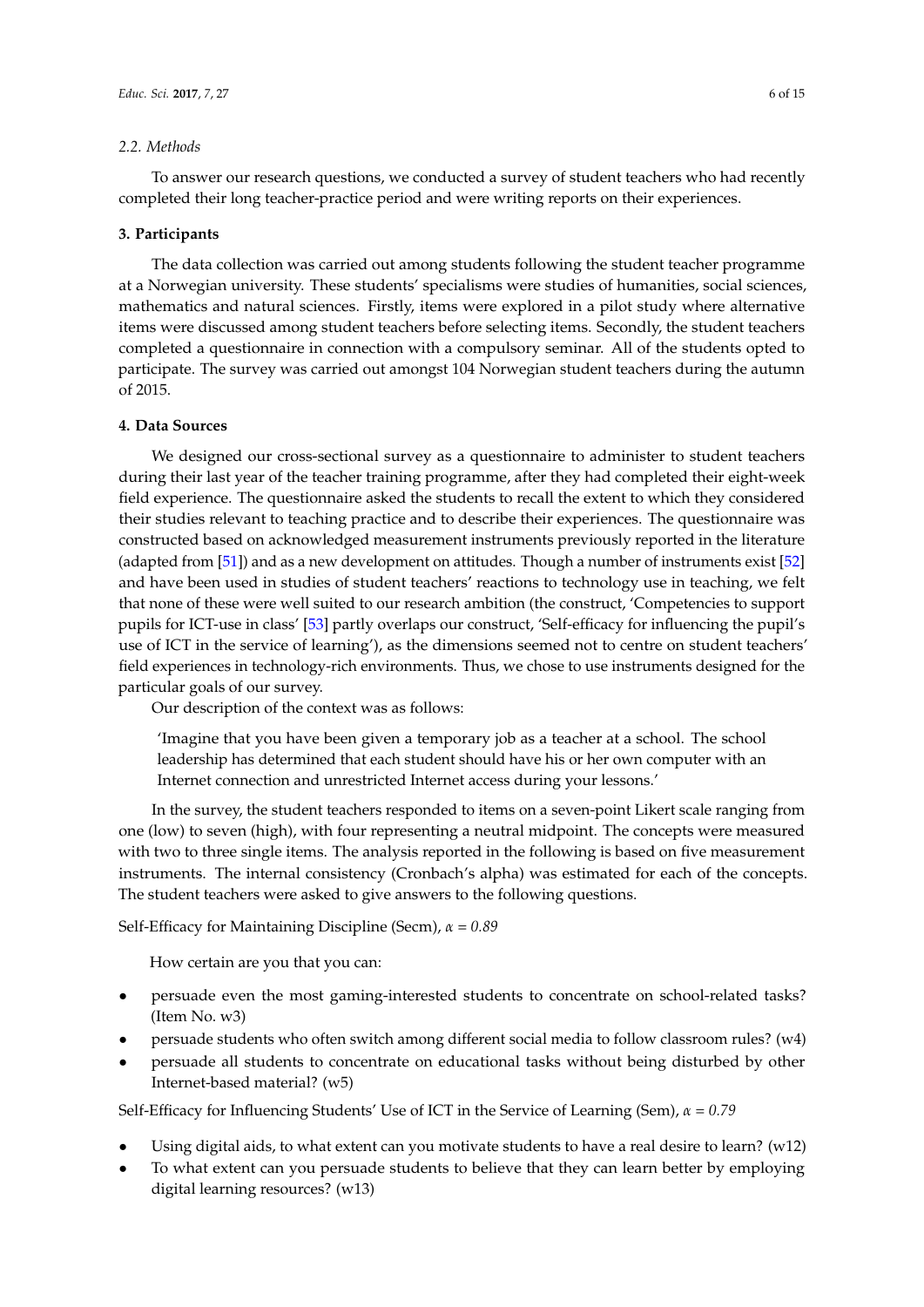### 2.2. Methods

To answer our research questions, we conducted a survey of student teachers who had recently completed their long teacher-practice period and were writing reports on their experiences.

## 3. Participants

The data collection was carried out among students following the student teacher programme at a Norwegian university. These students' specialisms were studies of humanities, social sciences, mathematics and natural sciences. Firstly, items were explored in a pilot study where alternative items were discussed among student teachers before selecting items. Secondly, the student teachers completed a questionnaire in connection with a compulsory seminar. All of the students opted to participate. The survey was carried out amongst 104 Norwegian student teachers during the autumn of 2015.

## 4. Data Sources

We designed our cross-sectional survey as a questionnaire to administer to student teachers during their last year of the teacher training programme, after they had completed their eight-week field experience. The questionnaire asked the students to recall the extent to which they considered their studies relevant to teaching practice and to describe their experiences. The questionnaire was constructed based on acknowledged measurement instruments previously reported in the literature (adapted from [51]) and as a new development on attitudes. Though a number of instruments exist [52] and have been used in studies of student teachers' reactions to technology use in teaching, we felt that none of these were well suited to our research ambition (the construct, 'Competencies to support pupils for ICT-use in class' [53] partly overlaps our construct, 'Self-efficacy for influencing the pupil's use of ICT in the service of learning'), as the dimensions seemed not to centre on student teachers' field experiences in technology-rich environments. Thus, we chose to use instruments designed for the particular goals of our survey.

Our description of the context was as follows:

> 'Imagine that you have been given a temporary job as a teacher at a school. The school leadership has determined that each student should have his or her own computer with an Internet connection and unrestricted Internet access during your lessons.'

In the survey, the student teachers responded to items on a seven-point Likert scale ranging from one (low) to seven (high), with four representing a neutral midpoint. The concepts were measured with two to three single items. The analysis reported in the following is based on five measurement instruments. The internal consistency (Cronbach's alpha) was estimated for each of the concepts. The student teachers were asked to give answers to the following questions.

Self-Efficacy for Maintaining Discipline (Secm), $\alpha = 0.89$

How certain are you that you can:

- persuade even the most gaming-interested students to concentrate on school-related tasks? (Item No. w3)
- persuade students who often switch among different social media to follow classroom rules? (w4)
- persuade all students to concentrate on educational tasks without being disturbed by other Internet-based material? (w5)

Self-Efficacy for Influencing Students' Use of ICT in the Service of Learning (Sem), $\alpha = 0.79$

- Using digital aids, to what extent can you motivate students to have a real desire to learn? (w12)
- To what extent can you persuade students to believe that they can learn better by employing digital learning resources? (w13)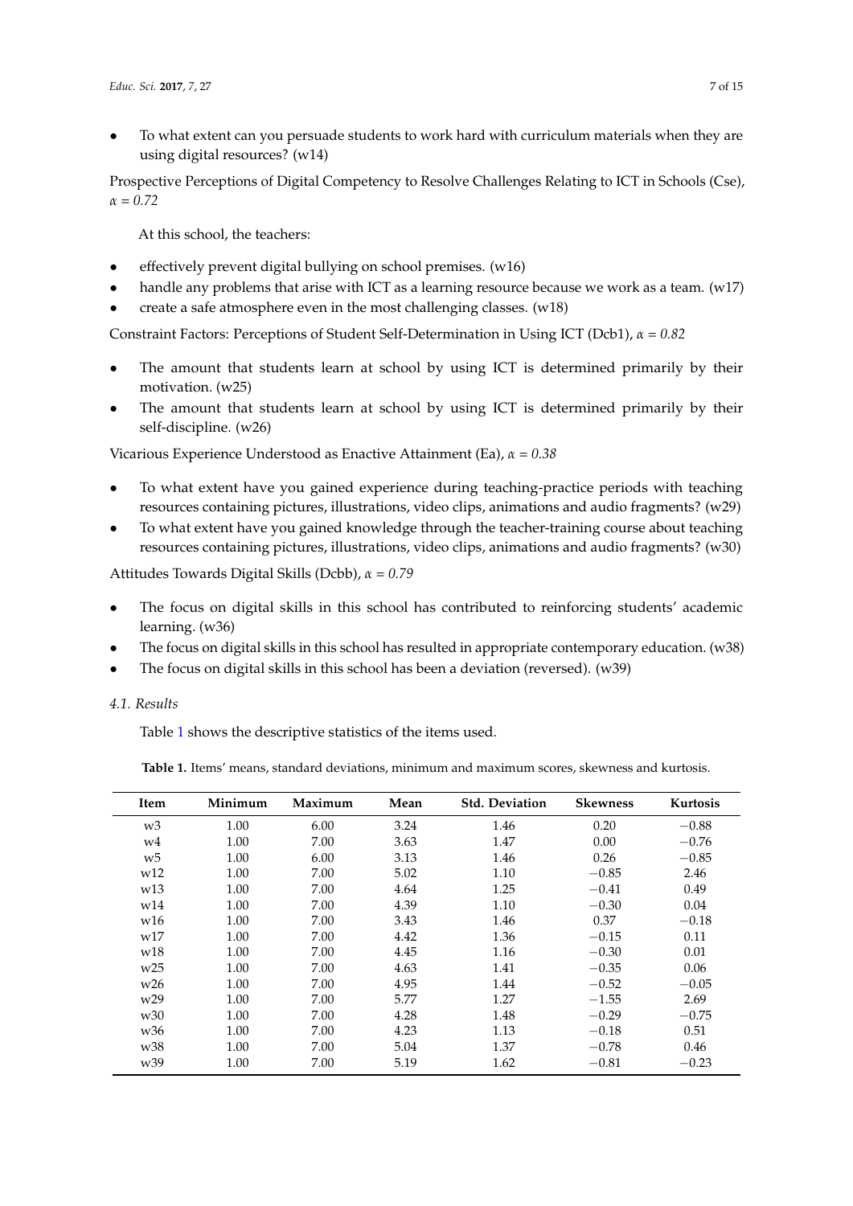- To what extent can you persuade students to work hard with curriculum materials when they are using digital resources? (w14)

Prospective Perceptions of Digital Competency to Resolve Challenges Relating to ICT in Schools (Cse), *α = 0.72*

At this school, the teachers:

- effectively prevent digital bullying on school premises. (w16)
- handle any problems that arise with ICT as a learning resource because we work as a team. (w17)
- create a safe atmosphere even in the most challenging classes. (w18)

Constraint Factors: Perceptions of Student Self-Determination in Using ICT (Dcb1), *α = 0.82*

- The amount that students learn at school by using ICT is determined primarily by their motivation. (w25)
- The amount that students learn at school by using ICT is determined primarily by their self-discipline. (w26)

Vicarious Experience Understood as Enactive Attainment (Ea), *α = 0.38*

- To what extent have you gained experience during teaching-practice periods with teaching resources containing pictures, illustrations, video clips, animations and audio fragments? (w29)
- To what extent have you gained knowledge through the teacher-training course about teaching resources containing pictures, illustrations, video clips, animations and audio fragments? (w30)

Attitudes Towards Digital Skills (Dcbb), *α = 0.79*

- The focus on digital skills in this school has contributed to reinforcing students' academic learning. (w36)
- The focus on digital skills in this school has resulted in appropriate contemporary education. (w38)
- The focus on digital skills in this school has been a deviation (reversed). (w39)

### *4.1. Results*

Table 1 shows the descriptive statistics of the items used.

**Table 1.** Items' means, standard deviations, minimum and maximum scores, skewness and kurtosis.

| Item | Minimum | Maximum | Mean | Std. Deviation | Skewness | Kurtosis |
|---|---|---|---|---|---|---|
| w3 | 1.00 | 6.00 | 3.24 | 1.46 | 0.20 | −0.88 |
| w4 | 1.00 | 7.00 | 3.63 | 1.47 | 0.00 | −0.76 |
| w5 | 1.00 | 6.00 | 3.13 | 1.46 | 0.26 | −0.85 |
| w12 | 1.00 | 7.00 | 5.02 | 1.10 | −0.85 | 2.46 |
| w13 | 1.00 | 7.00 | 4.64 | 1.25 | −0.41 | 0.49 |
| w14 | 1.00 | 7.00 | 4.39 | 1.10 | −0.30 | 0.04 |
| w16 | 1.00 | 7.00 | 3.43 | 1.46 | 0.37 | −0.18 |
| w17 | 1.00 | 7.00 | 4.42 | 1.36 | −0.15 | 0.11 |
| w18 | 1.00 | 7.00 | 4.45 | 1.16 | −0.30 | 0.01 |
| w25 | 1.00 | 7.00 | 4.63 | 1.41 | −0.35 | 0.06 |
| w26 | 1.00 | 7.00 | 4.95 | 1.44 | −0.52 | −0.05 |
| w29 | 1.00 | 7.00 | 5.77 | 1.27 | −1.55 | 2.69 |
| w30 | 1.00 | 7.00 | 4.28 | 1.48 | −0.29 | −0.75 |
| w36 | 1.00 | 7.00 | 4.23 | 1.13 | −0.18 | 0.51 |
| w38 | 1.00 | 7.00 | 5.04 | 1.37 | −0.78 | 0.46 |
| w39 | 1.00 | 7.00 | 5.19 | 1.62 | −0.81 | −0.23 |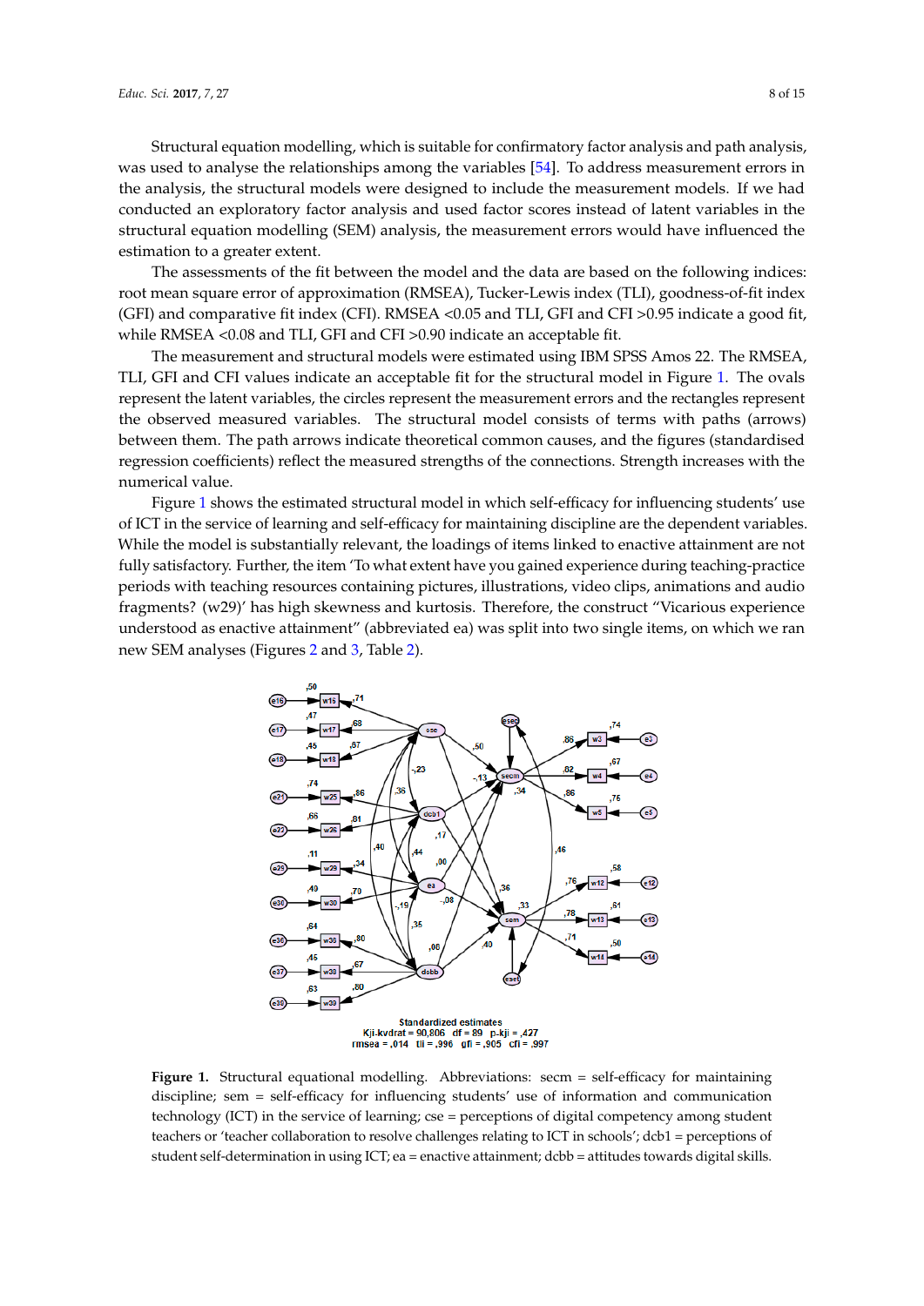Structural equation modelling, which is suitable for confirmatory factor analysis and path analysis, was used to analyse the relationships among the variables [54]. To address measurement errors in the analysis, the structural models were designed to include the measurement models. If we had conducted an exploratory factor analysis and used factor scores instead of latent variables in the structural equation modelling (SEM) analysis, the measurement errors would have influenced the estimation to a greater extent.

The assessments of the fit between the model and the data are based on the following indices: root mean square error of approximation (RMSEA), Tucker-Lewis index (TLI), goodness-of-fit index (GFI) and comparative fit index (CFI). RMSEA <0.05 and TLI, GFI and CFI >0.95 indicate a good fit, while RMSEA <0.08 and TLI, GFI and CFI >0.90 indicate an acceptable fit.

The measurement and structural models were estimated using IBM SPSS Amos 22. The RMSEA, TLI, GFI and CFI values indicate an acceptable fit for the structural model in Figure 1. The ovals represent the latent variables, the circles represent the measurement errors and the rectangles represent the observed measured variables. The structural model consists of terms with paths (arrows) between them. The path arrows indicate theoretical common causes, and the figures (standardised regression coefficients) reflect the measured strengths of the connections. Strength increases with the numerical value.

Figure 1 shows the estimated structural model in which self-efficacy for influencing students' use of ICT in the service of learning and self-efficacy for maintaining discipline are the dependent variables. While the model is substantially relevant, the loadings of items linked to enactive attainment are not fully satisfactory. Further, the item 'To what extent have you gained experience during teaching-practice periods with teaching resources containing pictures, illustrations, video clips, animations and audio fragments? (w29)' has high skewness and kurtosis. Therefore, the construct "Vicarious experience understood as enactive attainment" (abbreviated ea) was split into two single items, on which we ran new SEM analyses (Figures 2 and 3, Table 2).

Standardized estimates
Kji-kvdrat = 90,806 df = 89 p-kji = ,427
rmsea = ,014 tli = ,996 gfi = ,905 cfi = ,997

**Figure 1.** Structural equational modelling. Abbreviations: secm = self-efficacy for maintaining discipline; sem = self-efficacy for influencing students' use of information and communication technology (ICT) in the service of learning; cse = perceptions of digital competency among student teachers or 'teacher collaboration to resolve challenges relating to ICT in schools'; dcb1 = perceptions of student self-determination in using ICT; ea = enactive attainment; dcbb = attitudes towards digital skills.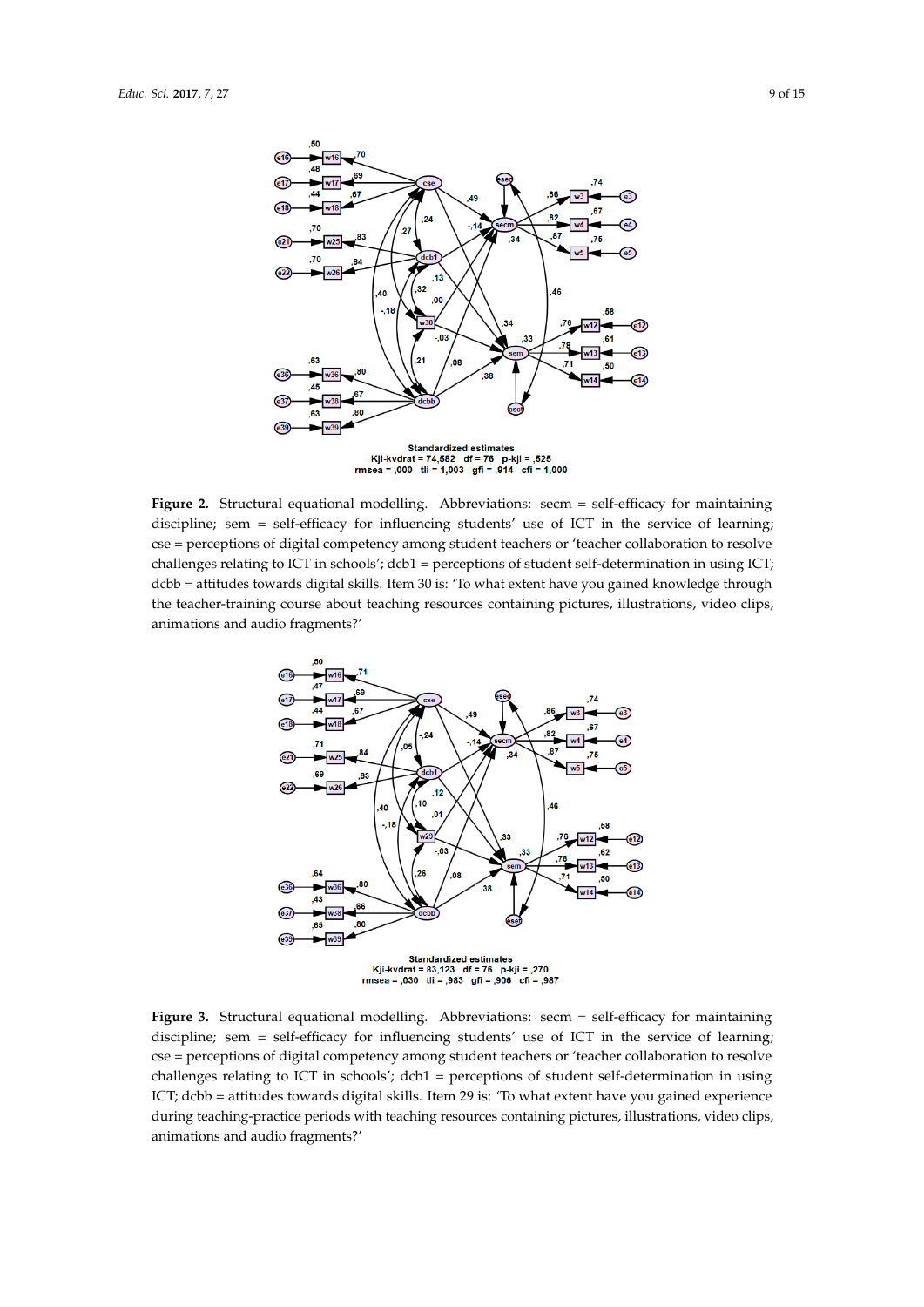Standardized estimates
Kji-kvdrat = 74,582 df = 76 p-kji = ,525
rmsea = ,000 tli = 1,003 gfi = ,914 cfi = 1,000

**Figure 2.** Structural equational modelling. Abbreviations: secm = self-efficacy for maintaining discipline; sem = self-efficacy for influencing students' use of ICT in the service of learning; cse = perceptions of digital competency among student teachers or 'teacher collaboration to resolve challenges relating to ICT in schools'; dcb1 = perceptions of student self-determination in using ICT; dcbb = attitudes towards digital skills. Item 30 is: 'To what extent have you gained knowledge through the teacher-training course about teaching resources containing pictures, illustrations, video clips, animations and audio fragments?'

Standardized estimates
Kji-kvdrat = 83,123 df = 76 p-kji = ,270
rmsea = ,030 tli = ,983 gfi = ,906 cfi = ,987

**Figure 3.** Structural equational modelling. Abbreviations: secm = self-efficacy for maintaining discipline; sem = self-efficacy for influencing students' use of ICT in the service of learning; cse = perceptions of digital competency among student teachers or 'teacher collaboration to resolve challenges relating to ICT in schools'; dcb1 = perceptions of student self-determination in using ICT; dcbb = attitudes towards digital skills. Item 29 is: 'To what extent have you gained experience during teaching-practice periods with teaching resources containing pictures, illustrations, video clips, animations and audio fragments?'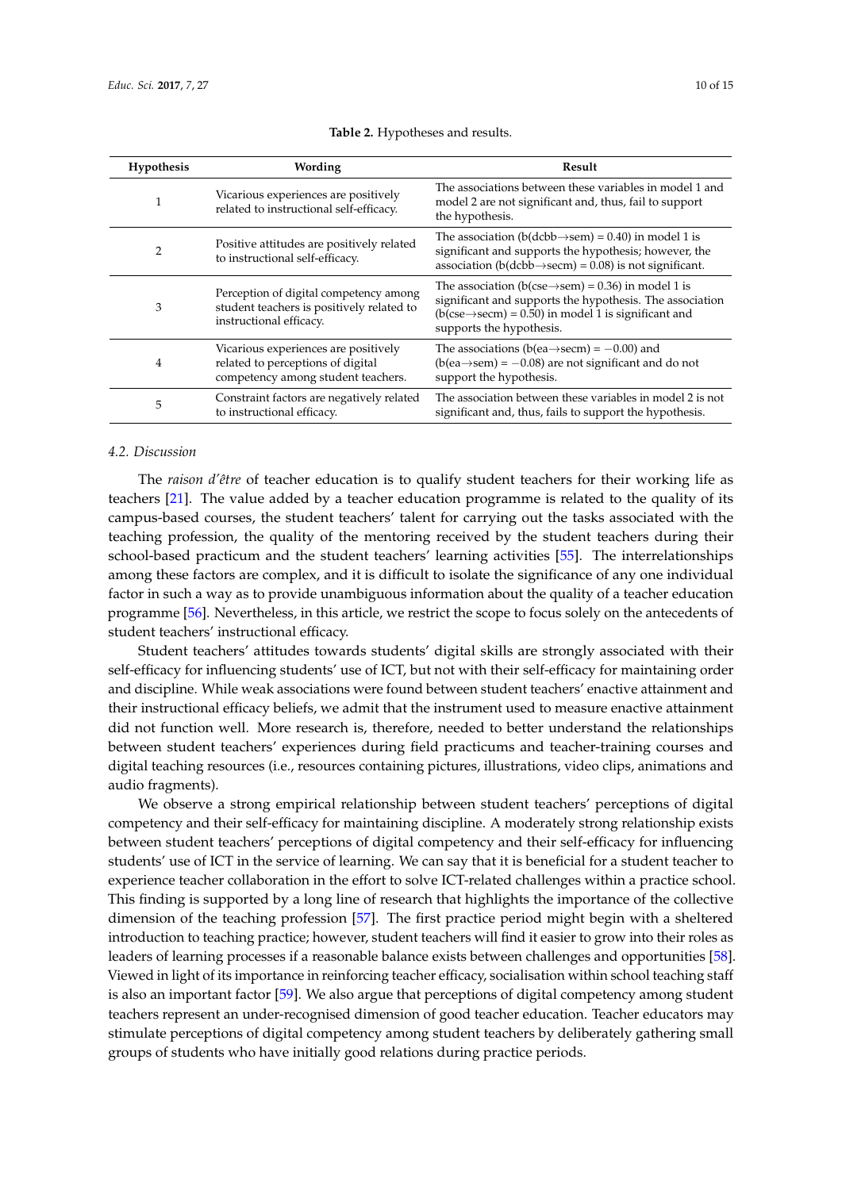**Table 2.** Hypotheses and results.

| Hypothesis | Wording | Result |
|---|---|---|
| 1 | Vicarious experiences are positively related to instructional self-efficacy. | The associations between these variables in model 1 and model 2 are not significant and, thus, fail to support the hypothesis. |
| 2 | Positive attitudes are positively related to instructional self-efficacy. | The association (b(dcbb→sem) = 0.40) in model 1 is significant and supports the hypothesis; however, the association (b(dcbb→secm) = 0.08) is not significant. |
| 3 | Perception of digital competency among student teachers is positively related to instructional efficacy. | The association (b(cse→sem) = 0.36) in model 1 is significant and supports the hypothesis. The association (b(cse→secm) = 0.50) in model 1 is significant and supports the hypothesis. |
| 4 | Vicarious experiences are positively related to perceptions of digital competency among student teachers. | The associations (b(ea→secm) = −0.00) and (b(ea→sem) = −0.08) are not significant and do not support the hypothesis. |
| 5 | Constraint factors are negatively related to instructional efficacy. | The association between these variables in model 2 is not significant and, thus, fails to support the hypothesis. |

### 4.2. Discussion

The *raison d'être* of teacher education is to qualify student teachers for their working life as teachers [21]. The value added by a teacher education programme is related to the quality of its campus-based courses, the student teachers' talent for carrying out the tasks associated with the teaching profession, the quality of the mentoring received by the student teachers during their school-based practicum and the student teachers' learning activities [55]. The interrelationships among these factors are complex, and it is difficult to isolate the significance of any one individual factor in such a way as to provide unambiguous information about the quality of a teacher education programme [56]. Nevertheless, in this article, we restrict the scope to focus solely on the antecedents of student teachers' instructional efficacy.

Student teachers' attitudes towards students' digital skills are strongly associated with their self-efficacy for influencing students' use of ICT, but not with their self-efficacy for maintaining order and discipline. While weak associations were found between student teachers' enactive attainment and their instructional efficacy beliefs, we admit that the instrument used to measure enactive attainment did not function well. More research is, therefore, needed to better understand the relationships between student teachers' experiences during field practicums and teacher-training courses and digital teaching resources (i.e., resources containing pictures, illustrations, video clips, animations and audio fragments).

We observe a strong empirical relationship between student teachers' perceptions of digital competency and their self-efficacy for maintaining discipline. A moderately strong relationship exists between student teachers' perceptions of digital competency and their self-efficacy for influencing students' use of ICT in the service of learning. We can say that it is beneficial for a student teacher to experience teacher collaboration in the effort to solve ICT-related challenges within a practice school. This finding is supported by a long line of research that highlights the importance of the collective dimension of the teaching profession [57]. The first practice period might begin with a sheltered introduction to teaching practice; however, student teachers will find it easier to grow into their roles as leaders of learning processes if a reasonable balance exists between challenges and opportunities [58]. Viewed in light of its importance in reinforcing teacher efficacy, socialisation within school teaching staff is also an important factor [59]. We also argue that perceptions of digital competency among student teachers represent an under-recognised dimension of good teacher education. Teacher educators may stimulate perceptions of digital competency among student teachers by deliberately gathering small groups of students who have initially good relations during practice periods.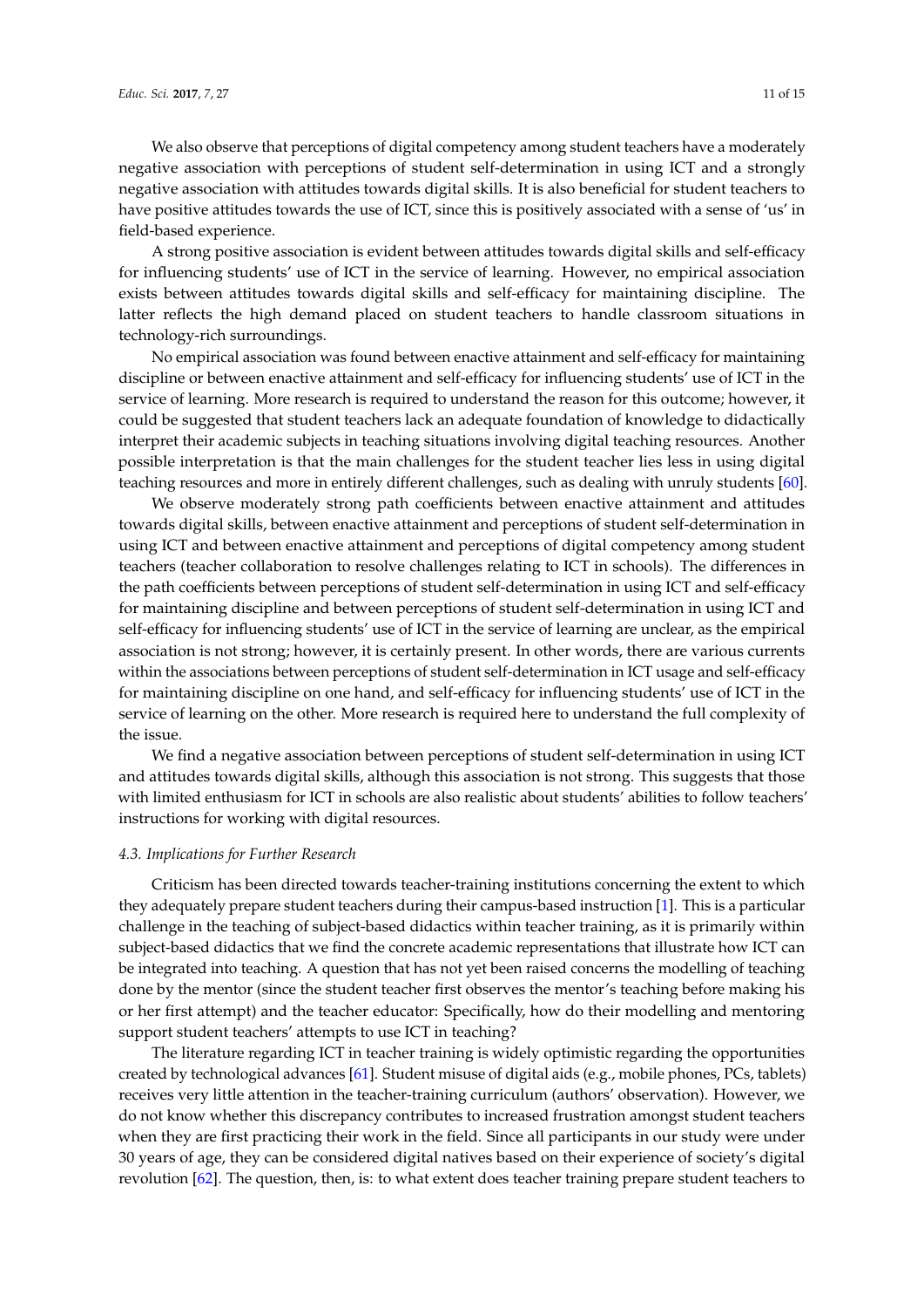We also observe that perceptions of digital competency among student teachers have a moderately negative association with perceptions of student self-determination in using ICT and a strongly negative association with attitudes towards digital skills. It is also beneficial for student teachers to have positive attitudes towards the use of ICT, since this is positively associated with a sense of 'us' in field-based experience.

A strong positive association is evident between attitudes towards digital skills and self-efficacy for influencing students' use of ICT in the service of learning. However, no empirical association exists between attitudes towards digital skills and self-efficacy for maintaining discipline. The latter reflects the high demand placed on student teachers to handle classroom situations in technology-rich surroundings.

No empirical association was found between enactive attainment and self-efficacy for maintaining discipline or between enactive attainment and self-efficacy for influencing students' use of ICT in the service of learning. More research is required to understand the reason for this outcome; however, it could be suggested that student teachers lack an adequate foundation of knowledge to didactically interpret their academic subjects in teaching situations involving digital teaching resources. Another possible interpretation is that the main challenges for the student teacher lies less in using digital teaching resources and more in entirely different challenges, such as dealing with unruly students [60].

We observe moderately strong path coefficients between enactive attainment and attitudes towards digital skills, between enactive attainment and perceptions of student self-determination in using ICT and between enactive attainment and perceptions of digital competency among student teachers (teacher collaboration to resolve challenges relating to ICT in schools). The differences in the path coefficients between perceptions of student self-determination in using ICT and self-efficacy for maintaining discipline and between perceptions of student self-determination in using ICT and self-efficacy for influencing students' use of ICT in the service of learning are unclear, as the empirical association is not strong; however, it is certainly present. In other words, there are various currents within the associations between perceptions of student self-determination in ICT usage and self-efficacy for maintaining discipline on one hand, and self-efficacy for influencing students' use of ICT in the service of learning on the other. More research is required here to understand the full complexity of the issue.

We find a negative association between perceptions of student self-determination in using ICT and attitudes towards digital skills, although this association is not strong. This suggests that those with limited enthusiasm for ICT in schools are also realistic about students' abilities to follow teachers' instructions for working with digital resources.

### *4.3. Implications for Further Research*

Criticism has been directed towards teacher-training institutions concerning the extent to which they adequately prepare student teachers during their campus-based instruction [1]. This is a particular challenge in the teaching of subject-based didactics within teacher training, as it is primarily within subject-based didactics that we find the concrete academic representations that illustrate how ICT can be integrated into teaching. A question that has not yet been raised concerns the modelling of teaching done by the mentor (since the student teacher first observes the mentor's teaching before making his or her first attempt) and the teacher educator: Specifically, how do their modelling and mentoring support student teachers' attempts to use ICT in teaching?

The literature regarding ICT in teacher training is widely optimistic regarding the opportunities created by technological advances [61]. Student misuse of digital aids (e.g., mobile phones, PCs, tablets) receives very little attention in the teacher-training curriculum (authors' observation). However, we do not know whether this discrepancy contributes to increased frustration amongst student teachers when they are first practicing their work in the field. Since all participants in our study were under 30 years of age, they can be considered digital natives based on their experience of society's digital revolution [62]. The question, then, is: to what extent does teacher training prepare student teachers to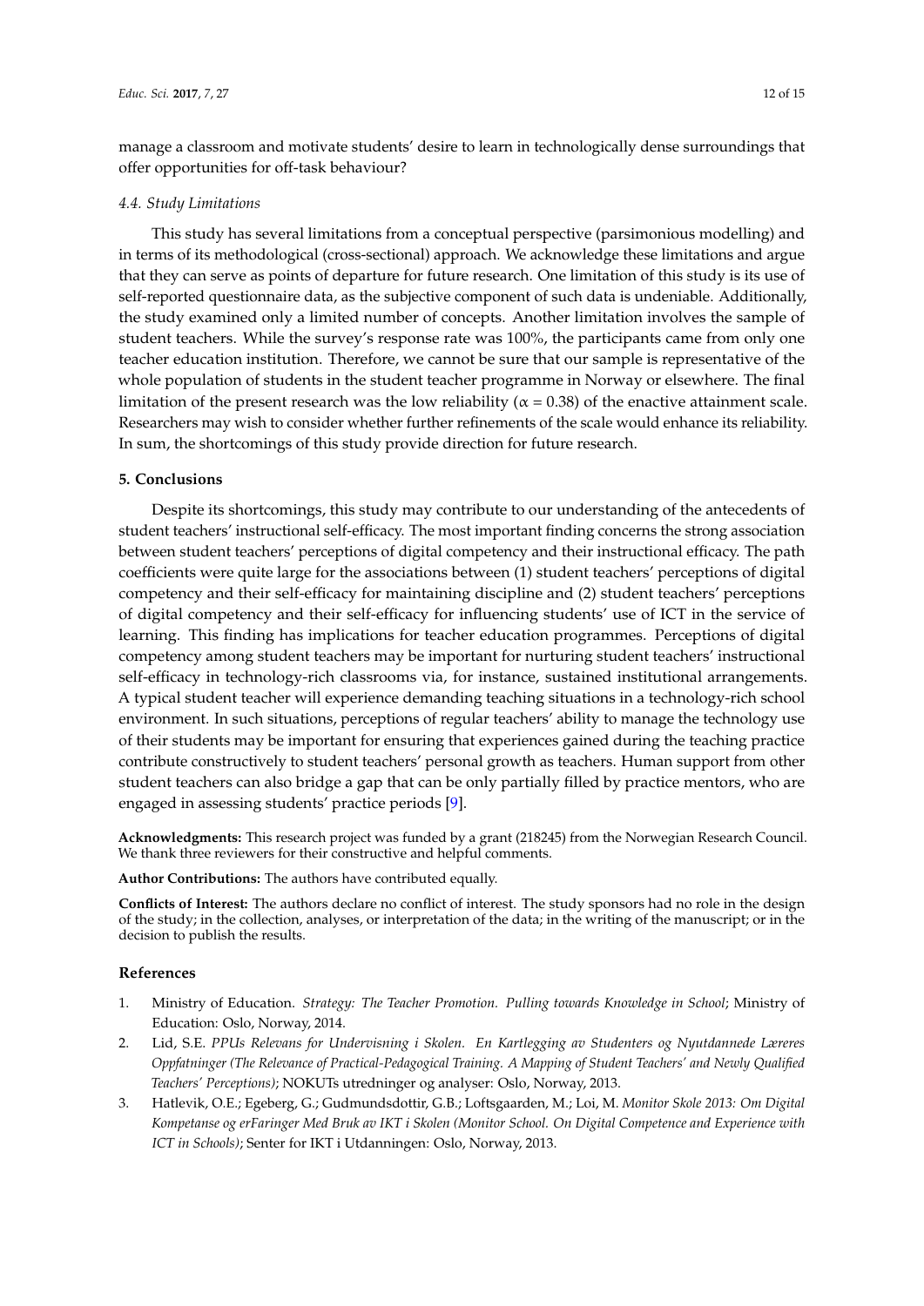manage a classroom and motivate students' desire to learn in technologically dense surroundings that offer opportunities for off-task behaviour?

### *4.4. Study Limitations*

This study has several limitations from a conceptual perspective (parsimonious modelling) and in terms of its methodological (cross-sectional) approach. We acknowledge these limitations and argue that they can serve as points of departure for future research. One limitation of this study is its use of self-reported questionnaire data, as the subjective component of such data is undeniable. Additionally, the study examined only a limited number of concepts. Another limitation involves the sample of student teachers. While the survey's response rate was 100%, the participants came from only one teacher education institution. Therefore, we cannot be sure that our sample is representative of the whole population of students in the student teacher programme in Norway or elsewhere. The final limitation of the present research was the low reliability ($\alpha = 0.38$) of the enactive attainment scale. Researchers may wish to consider whether further refinements of the scale would enhance its reliability. In sum, the shortcomings of this study provide direction for future research.

## **5. Conclusions**

Despite its shortcomings, this study may contribute to our understanding of the antecedents of student teachers' instructional self-efficacy. The most important finding concerns the strong association between student teachers' perceptions of digital competency and their instructional efficacy. The path coefficients were quite large for the associations between (1) student teachers' perceptions of digital competency and their self-efficacy for maintaining discipline and (2) student teachers' perceptions of digital competency and their self-efficacy for influencing students' use of ICT in the service of learning. This finding has implications for teacher education programmes. Perceptions of digital competency among student teachers may be important for nurturing student teachers' instructional self-efficacy in technology-rich classrooms via, for instance, sustained institutional arrangements. A typical student teacher will experience demanding teaching situations in a technology-rich school environment. In such situations, perceptions of regular teachers' ability to manage the technology use of their students may be important for ensuring that experiences gained during the teaching practice contribute constructively to student teachers' personal growth as teachers. Human support from other student teachers can also bridge a gap that can be only partially filled by practice mentors, who are engaged in assessing students' practice periods [9].

**Acknowledgments:** This research project was funded by a grant (218245) from the Norwegian Research Council. We thank three reviewers for their constructive and helpful comments.

**Author Contributions:** The authors have contributed equally.

**Conflicts of Interest:** The authors declare no conflict of interest. The study sponsors had no role in the design of the study; in the collection, analyses, or interpretation of the data; in the writing of the manuscript; or in the decision to publish the results.

## **References**

1. Ministry of Education. *Strategy: The Teacher Promotion. Pulling towards Knowledge in School*; Ministry of Education: Oslo, Norway, 2014.
2. Lid, S.E. *PPUs Relevans for Undervisning i Skolen. En Kartlegging av Studenters og Nyutdannede Læreres Oppfatninger (The Relevance of Practical-Pedagogical Training. A Mapping of Student Teachers' and Newly Qualified Teachers' Perceptions)*; NOKUTs utredninger og analyser: Oslo, Norway, 2013.
3. Hatlevik, O.E.; Egeberg, G.; Gudmundsdottir, G.B.; Loftsgaarden, M.; Loi, M. *Monitor Skole 2013: Om Digital Kompetanse og erFaringer Med Bruk av IKT i Skolen (Monitor School. On Digital Competence and Experience with ICT in Schools)*; Senter for IKT i Utdanningen: Oslo, Norway, 2013.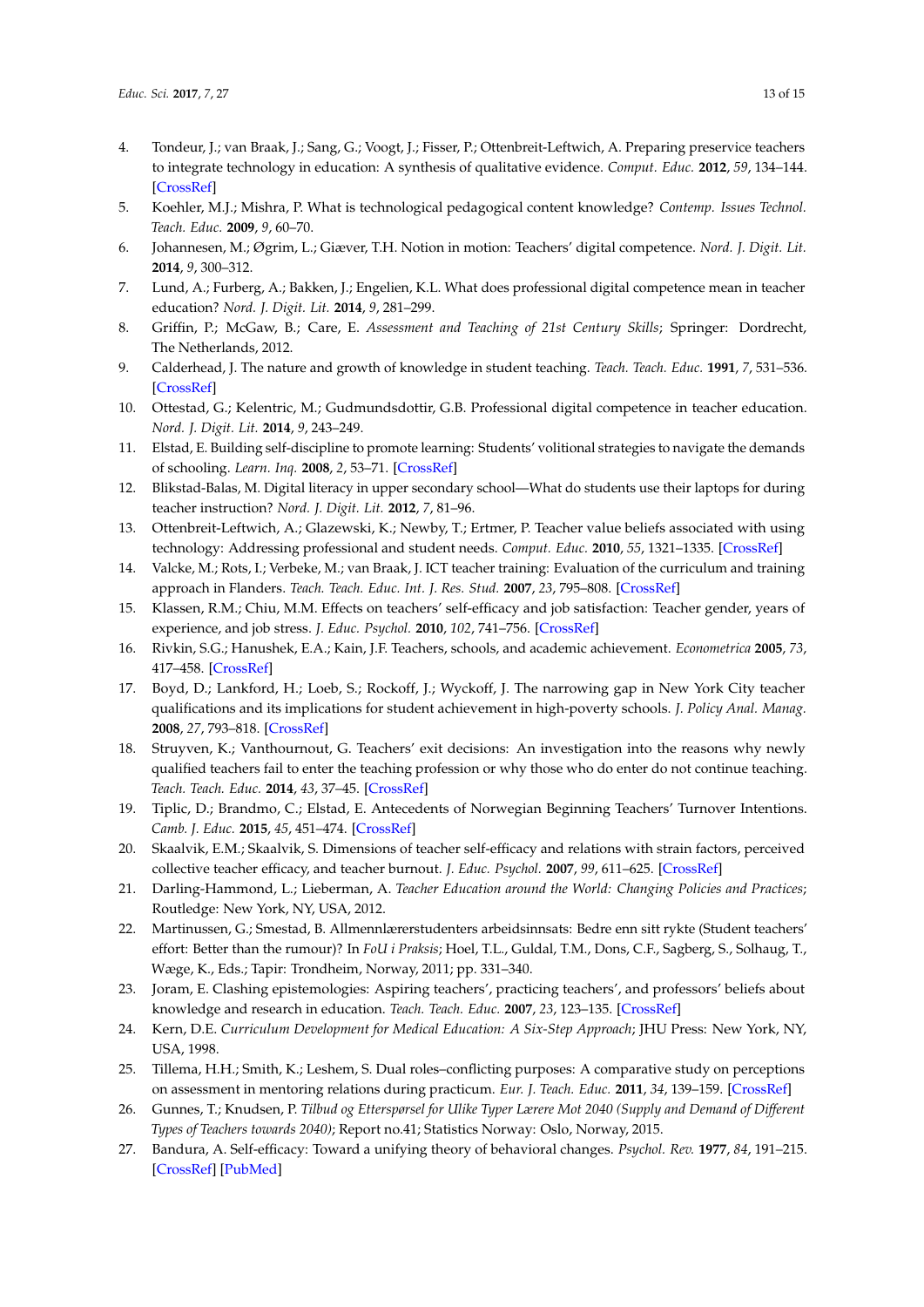4. Tondeur, J.; van Braak, J.; Sang, G.; Voogt, J.; Fisser, P.; Ottenbreit-Leftwich, A. Preparing preservice teachers to integrate technology in education: A synthesis of qualitative evidence. *Comput. Educ.* **2012**, *59*, 134–144. [CrossRef]
5. Koehler, M.J.; Mishra, P. What is technological pedagogical content knowledge? *Contemp. Issues Technol. Teach. Educ.* **2009**, *9*, 60–70.
6. Johannesen, M.; Øgrim, L.; Giæver, T.H. Notion in motion: Teachers' digital competence. *Nord. J. Digit. Lit.* **2014**, *9*, 300–312.
7. Lund, A.; Furberg, A.; Bakken, J.; Engelien, K.L. What does professional digital competence mean in teacher education? *Nord. J. Digit. Lit.* **2014**, *9*, 281–299.
8. Griffin, P.; McGaw, B.; Care, E. *Assessment and Teaching of 21st Century Skills*; Springer: Dordrecht, The Netherlands, 2012.
9. Calderhead, J. The nature and growth of knowledge in student teaching. *Teach. Teach. Educ.* **1991**, *7*, 531–536. [CrossRef]
10. Ottestad, G.; Kelentric, M.; Gudmundsdottir, G.B. Professional digital competence in teacher education. *Nord. J. Digit. Lit.* **2014**, *9*, 243–249.
11. Elstad, E. Building self-discipline to promote learning: Students' volitional strategies to navigate the demands of schooling. *Learn. Inq.* **2008**, *2*, 53–71. [CrossRef]
12. Blikstad-Balas, M. Digital literacy in upper secondary school—What do students use their laptops for during teacher instruction? *Nord. J. Digit. Lit.* **2012**, *7*, 81–96.
13. Ottenbreit-Leftwich, A.; Glazewski, K.; Newby, T.; Ertmer, P. Teacher value beliefs associated with using technology: Addressing professional and student needs. *Comput. Educ.* **2010**, *55*, 1321–1335. [CrossRef]
14. Valcke, M.; Rots, I.; Verbeke, M.; van Braak, J. ICT teacher training: Evaluation of the curriculum and training approach in Flanders. *Teach. Teach. Educ. Int. J. Res. Stud.* **2007**, *23*, 795–808. [CrossRef]
15. Klassen, R.M.; Chiu, M.M. Effects on teachers' self-efficacy and job satisfaction: Teacher gender, years of experience, and job stress. *J. Educ. Psychol.* **2010**, *102*, 741–756. [CrossRef]
16. Rivkin, S.G.; Hanushek, E.A.; Kain, J.F. Teachers, schools, and academic achievement. *Econometrica* **2005**, *73*, 417–458. [CrossRef]
17. Boyd, D.; Lankford, H.; Loeb, S.; Rockoff, J.; Wyckoff, J. The narrowing gap in New York City teacher qualifications and its implications for student achievement in high-poverty schools. *J. Policy Anal. Manag.* **2008**, *27*, 793–818. [CrossRef]
18. Struyven, K.; Vanthournout, G. Teachers' exit decisions: An investigation into the reasons why newly qualified teachers fail to enter the teaching profession or why those who do enter do not continue teaching. *Teach. Teach. Educ.* **2014**, *43*, 37–45. [CrossRef]
19. Tiplic, D.; Brandmo, C.; Elstad, E. Antecedents of Norwegian Beginning Teachers' Turnover Intentions. *Camb. J. Educ.* **2015**, *45*, 451–474. [CrossRef]
20. Skaalvik, E.M.; Skaalvik, S. Dimensions of teacher self-efficacy and relations with strain factors, perceived collective teacher efficacy, and teacher burnout. *J. Educ. Psychol.* **2007**, *99*, 611–625. [CrossRef]
21. Darling-Hammond, L.; Lieberman, A. *Teacher Education around the World: Changing Policies and Practices*; Routledge: New York, NY, USA, 2012.
22. Martinussen, G.; Smestad, B. Allmennlærerstudenters arbeidsinnsats: Bedre enn sitt rykte (Student teachers' effort: Better than the rumour)? In *FoU i Praksis*; Hoel, T.L., Guldal, T.M., Dons, C.F., Sagberg, S., Solhaug, T., Wæge, K., Eds.; Tapir: Trondheim, Norway, 2011; pp. 331–340.
23. Joram, E. Clashing epistemologies: Aspiring teachers', practicing teachers', and professors' beliefs about knowledge and research in education. *Teach. Teach. Educ.* **2007**, *23*, 123–135. [CrossRef]
24. Kern, D.E. *Curriculum Development for Medical Education: A Six-Step Approach*; JHU Press: New York, NY, USA, 1998.
25. Tillema, H.H.; Smith, K.; Leshem, S. Dual roles–conflicting purposes: A comparative study on perceptions on assessment in mentoring relations during practicum. *Eur. J. Teach. Educ.* **2011**, *34*, 139–159. [CrossRef]
26. Gunnes, T.; Knudsen, P. *Tilbud og Etterspørsel for Ulike Typer Lærere Mot 2040 (Supply and Demand of Different Types of Teachers towards 2040)*; Report no.41; Statistics Norway: Oslo, Norway, 2015.
27. Bandura, A. Self-efficacy: Toward a unifying theory of behavioral changes. *Psychol. Rev.* **1977**, *84*, 191–215. [CrossRef] [PubMed]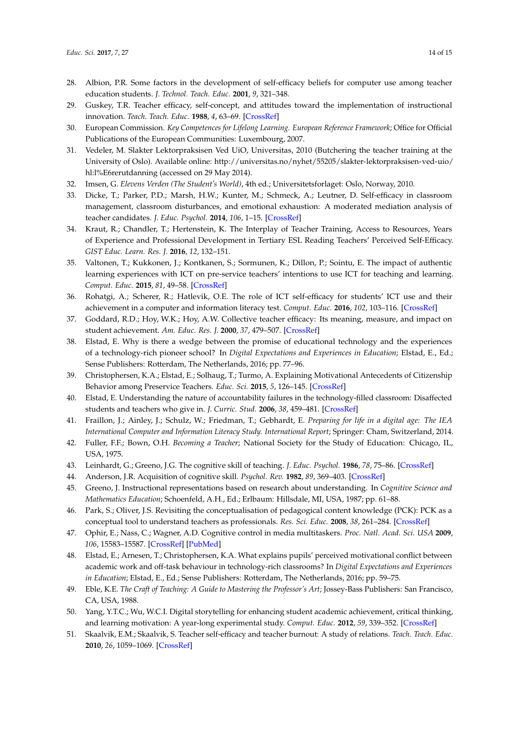28. Albion, P.R. Some factors in the development of self-efficacy beliefs for computer use among teacher education students. *J. Technol. Teach. Educ.* **2001**, *9*, 321–348.
29. Guskey, T.R. Teacher efficacy, self-concept, and attitudes toward the implementation of instructional innovation. *Teach. Teach. Educ.* **1988**, *4*, 63–69. [CrossRef]
30. European Commission. *Key Competences for Lifelong Learning. European Reference Framework*; Office for Official Publications of the European Communities: Luxembourg, 2007.
31. Vedeler, M. Slakter Lektorpraksisen Ved UiO, Universitas, 2010 (Butchering the teacher training at the University of Oslo). Available online: http://universitas.no/nyhet/55205/slakter-lektorpraksisen-ved-uio/hl:l%E6rerutdanning (accessed on 29 May 2014).
32. Imsen, G. *Elevens Verden (The Student's World)*, 4th ed.; Universitetsforlaget: Oslo, Norway, 2010.
33. Dicke, T.; Parker, P.D.; Marsh, H.W.; Kunter, M.; Schmeck, A.; Leutner, D. Self-efficacy in classroom management, classroom disturbances, and emotional exhaustion: A moderated mediation analysis of teacher candidates. *J. Educ. Psychol.* **2014**, *106*, 1–15. [CrossRef]
34. Kraut, R.; Chandler, T.; Hertenstein, K. The Interplay of Teacher Training, Access to Resources, Years of Experience and Professional Development in Tertiary ESL Reading Teachers' Perceived Self-Efficacy. *GIST Educ. Learn. Res. J.* **2016**, *12*, 132–151.
35. Valtonen, T.; Kukkonen, J.; Kontkanen, S.; Sormunen, K.; Dillon, P.; Sointu, E. The impact of authentic learning experiences with ICT on pre-service teachers' intentions to use ICT for teaching and learning. *Comput. Educ.* **2015**, *81*, 49–58. [CrossRef]
36. Rohatgi, A.; Scherer, R.; Hatlevik, O.E. The role of ICT self-efficacy for students' ICT use and their achievement in a computer and information literacy test. *Comput. Educ.* **2016**, *102*, 103–116. [CrossRef]
37. Goddard, R.D.; Hoy, W.K.; Hoy, A.W. Collective teacher efficacy: Its meaning, measure, and impact on student achievement. *Am. Educ. Res. J.* **2000**, *37*, 479–507. [CrossRef]
38. Elstad, E. Why is there a wedge between the promise of educational technology and the experiences of a technology-rich pioneer school? In *Digital Expectations and Experiences in Education*; Elstad, E., Ed.; Sense Publishers: Rotterdam, The Netherlands, 2016; pp. 77–96.
39. Christophersen, K.A.; Elstad, E.; Solhaug, T.; Turmo, A. Explaining Motivational Antecedents of Citizenship Behavior among Preservice Teachers. *Educ. Sci.* **2015**, *5*, 126–145. [CrossRef]
40. Elstad, E. Understanding the nature of accountability failures in the technology-filled classroom: Disaffected students and teachers who give in. *J. Curric. Stud.* **2006**, *38*, 459–481. [CrossRef]
41. Fraillon, J.; Ainley, J.; Schulz, W.; Friedman, T.; Gebhardt, E. *Preparing for life in a digital age: The IEA International Computer and Information Literacy Study. International Report*; Springer: Cham, Switzerland, 2014.
42. Fuller, F.F.; Bown, O.H. *Becoming a Teacher*; National Society for the Study of Education: Chicago, IL, USA, 1975.
43. Leinhardt, G.; Greeno, J.G. The cognitive skill of teaching. *J. Educ. Psychol.* **1986**, *78*, 75–86. [CrossRef]
44. Anderson, J.R. Acquisition of cognitive skill. *Psychol. Rev.* **1982**, *89*, 369–403. [CrossRef]
45. Greeno, J. Instructional representations based on research about understanding. In *Cognitive Science and Mathematics Education*; Schoenfeld, A.H., Ed.; Erlbaum: Hillsdale, MI, USA, 1987; pp. 61–88.
46. Park, S.; Oliver, J.S. Revisiting the conceptualisation of pedagogical content knowledge (PCK): PCK as a conceptual tool to understand teachers as professionals. *Res. Sci. Educ.* **2008**, *38*, 261–284. [CrossRef]
47. Ophir, E.; Nass, C.; Wagner, A.D. Cognitive control in media multitaskers. *Proc. Natl. Acad. Sci. USA* **2009**, *106*, 15583–15587. [CrossRef] [PubMed]
48. Elstad, E.; Arnesen, T.; Christophersen, K.A. What explains pupils' perceived motivational conflict between academic work and off-task behaviour in technology-rich classrooms? In *Digital Expectations and Experiences in Education*; Elstad, E., Ed.; Sense Publishers: Rotterdam, The Netherlands, 2016; pp. 59–75.
49. Eble, K.E. *The Craft of Teaching: A Guide to Mastering the Professor's Art*; Jossey-Bass Publishers: San Francisco, CA, USA, 1988.
50. Yang, Y.T.C.; Wu, W.C.I. Digital storytelling for enhancing student academic achievement, critical thinking, and learning motivation: A year-long experimental study. *Comput. Educ.* **2012**, *59*, 339–352. [CrossRef]
51. Skaalvik, E.M.; Skaalvik, S. Teacher self-efficacy and teacher burnout: A study of relations. *Teach. Teach. Educ.* **2010**, *26*, 1059–1069. [CrossRef]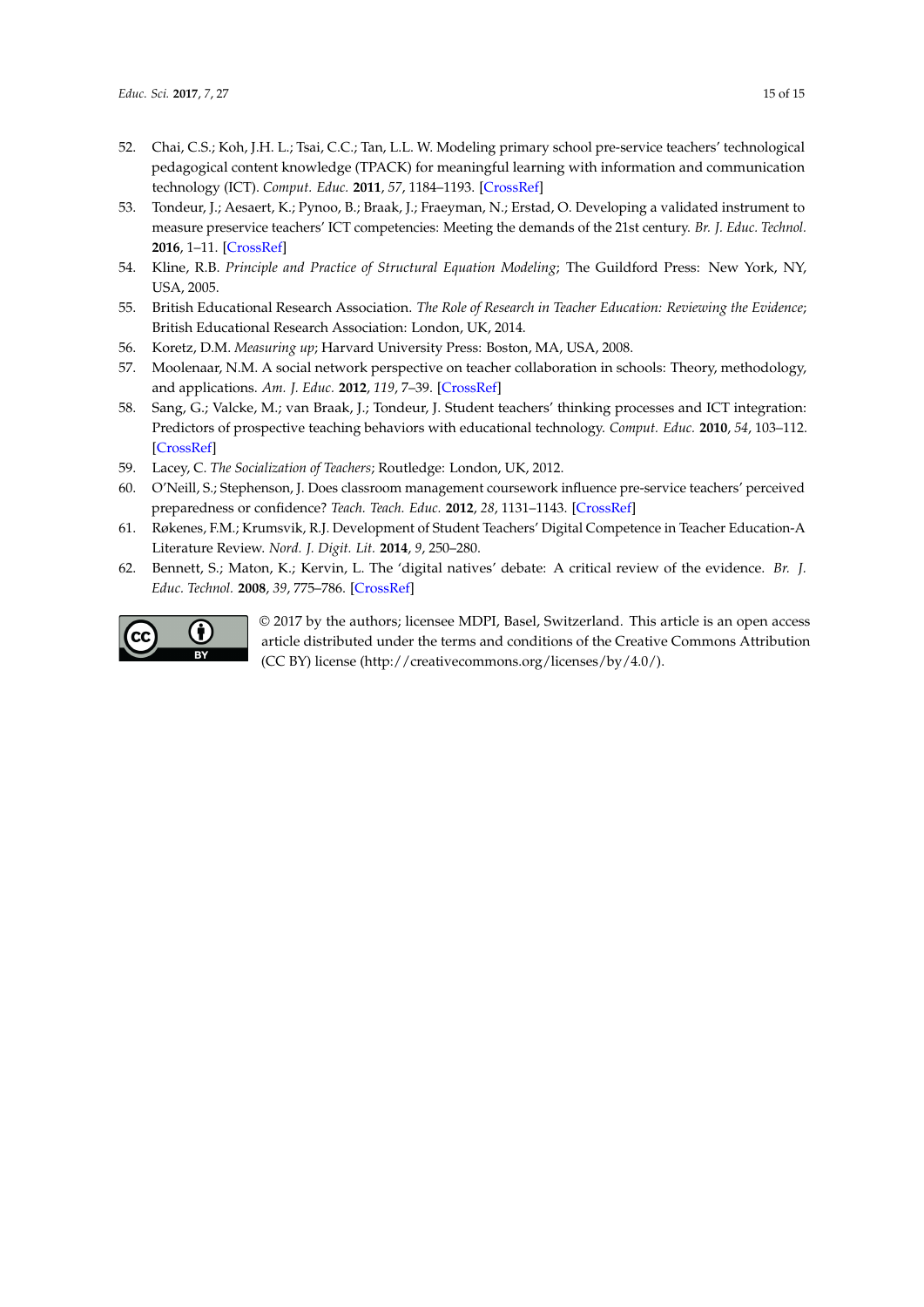52. Chai, C.S.; Koh, J.H. L.; Tsai, C.C.; Tan, L.L. W. Modeling primary school pre-service teachers' technological pedagogical content knowledge (TPACK) for meaningful learning with information and communication technology (ICT). *Comput. Educ.* **2011**, *57*, 1184–1193. [CrossRef]
53. Tondeur, J.; Aesaert, K.; Pynoo, B.; Braak, J.; Fraeyman, N.; Erstad, O. Developing a validated instrument to measure preservice teachers' ICT competencies: Meeting the demands of the 21st century. *Br. J. Educ. Technol.* **2016**, 1–11. [CrossRef]
54. Kline, R.B. *Principle and Practice of Structural Equation Modeling*; The Guildford Press: New York, NY, USA, 2005.
55. British Educational Research Association. *The Role of Research in Teacher Education: Reviewing the Evidence*; British Educational Research Association: London, UK, 2014.
56. Koretz, D.M. *Measuring up*; Harvard University Press: Boston, MA, USA, 2008.
57. Moolenaar, N.M. A social network perspective on teacher collaboration in schools: Theory, methodology, and applications. *Am. J. Educ.* **2012**, *119*, 7–39. [CrossRef]
58. Sang, G.; Valcke, M.; van Braak, J.; Tondeur, J. Student teachers' thinking processes and ICT integration: Predictors of prospective teaching behaviors with educational technology. *Comput. Educ.* **2010**, *54*, 103–112. [CrossRef]
59. Lacey, C. *The Socialization of Teachers*; Routledge: London, UK, 2012.
60. O'Neill, S.; Stephenson, J. Does classroom management coursework influence pre-service teachers' perceived preparedness or confidence? *Teach. Teach. Educ.* **2012**, *28*, 1131–1143. [CrossRef]
61. Røkenes, F.M.; Krumsvik, R.J. Development of Student Teachers' Digital Competence in Teacher Education-A Literature Review. *Nord. J. Digit. Lit.* **2014**, *9*, 250–280.
62. Bennett, S.; Maton, K.; Kervin, L. The 'digital natives' debate: A critical review of the evidence. *Br. J. Educ. Technol.* **2008**, *39*, 775–786. [CrossRef]

© 2017 by the authors; licensee MDPI, Basel, Switzerland. This article is an open access article distributed under the terms and conditions of the Creative Commons Attribution (CC BY) license (http://creativecommons.org/licenses/by/4.0/).